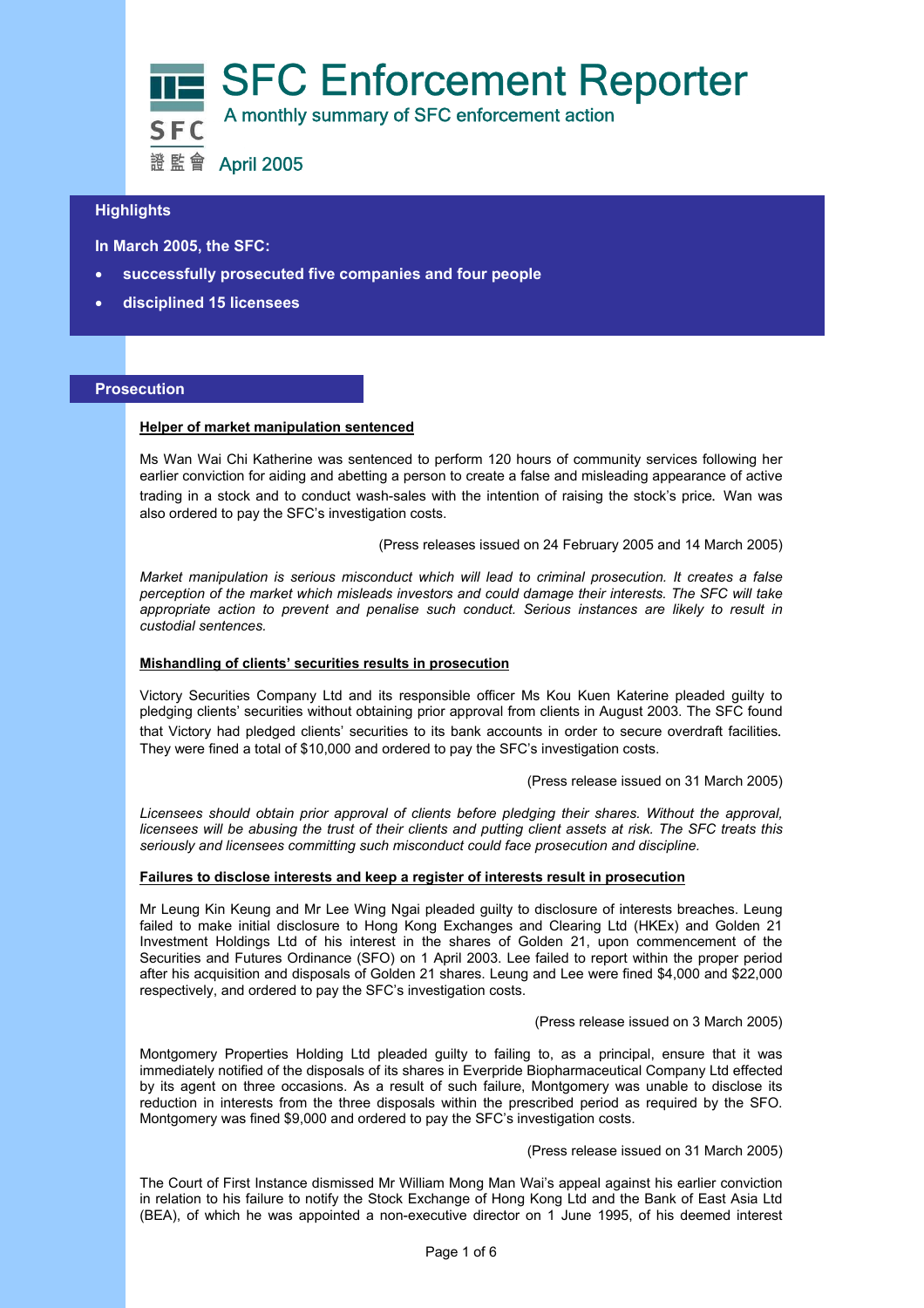# SFC Enforcement Reporter

A monthly summary of SFC enforcement action

April 2005

## Highlights

**In March 2005, the SFC:**

- **successfully prosecuted five companies and four people**
- **disciplined 15 licensees**

## Prosecution

### Helper of market manipulation sentenced

Ms Wan Wai Chi Katherine was sentenced to perform 120 hours of community services following her earlier conviction for aiding and abetting a person to create a false and misleading appearance of active trading in a stock and to conduct wash-sales with the intention of raising the stock's price. Wan was also ordered to pay the SFC's investigation costs.

(Press releases issued on 24 February 2005 and 14 March 2005)

*Market manipulation is serious misconduct which will lead to criminal prosecution. It creates a false perception of the market which misleads investors and could damage their interests. The SFC will take appropriate action to prevent and penalise such conduct. Serious instances are likely to result in custodial sentences.*

### Mishandling of clients' securities results in prosecution

Victory Securities Company Ltd and its responsible officer Ms Kou Kuen Katerine pleaded guilty to pledging clients' securities without obtaining prior approval from clients in August 2003. The SFC found that Victory had pledged clients' securities to its bank accounts in order to secure overdraft facilities. They were fined a total of $10,000 and ordered to pay the SFC's investigation costs.

(Press release issued on 31 March 2005)

*Licensees should obtain prior approval of clients before pledging their shares. Without the approval, licensees will be abusing the trust of their clients and putting client assets at risk. The SFC treats this seriously and licensees committing such misconduct could face prosecution and discipline.*

### Failures to disclose interests and keep a register of interests result in prosecution

Mr Leung Kin Keung and Mr Lee Wing Ngai pleaded guilty to disclosure of interests breaches. Leung failed to make initial disclosure to Hong Kong Exchanges and Clearing Ltd (HKEx) and Golden 21 Investment Holdings Ltd of his interest in the shares of Golden 21, upon commencement of the Securities and Futures Ordinance (SFO) on 1 April 2003. Lee failed to report within the proper period after his acquisition and disposals of Golden 21 shares. Leung and Lee were fined $4,000 and $22,000 respectively, and ordered to pay the SFC's investigation costs.

(Press release issued on 3 March 2005)

Montgomery Properties Holding Ltd pleaded guilty to failing to, as a principal, ensure that it was immediately notified of the disposals of its shares in Everpride Biopharmaceutical Company Ltd effected by its agent on three occasions. As a result of such failure, Montgomery was unable to disclose its reduction in interests from the three disposals within the prescribed period as required by the SFO. Montgomery was fined $9,000 and ordered to pay the SFC's investigation costs.

(Press release issued on 31 March 2005)

The Court of First Instance dismissed Mr William Mong Man Wai's appeal against his earlier conviction in relation to his failure to notify the Stock Exchange of Hong Kong Ltd and the Bank of East Asia Ltd (BEA), of which he was appointed a non-executive director on 1 June 1995, of his deemed interest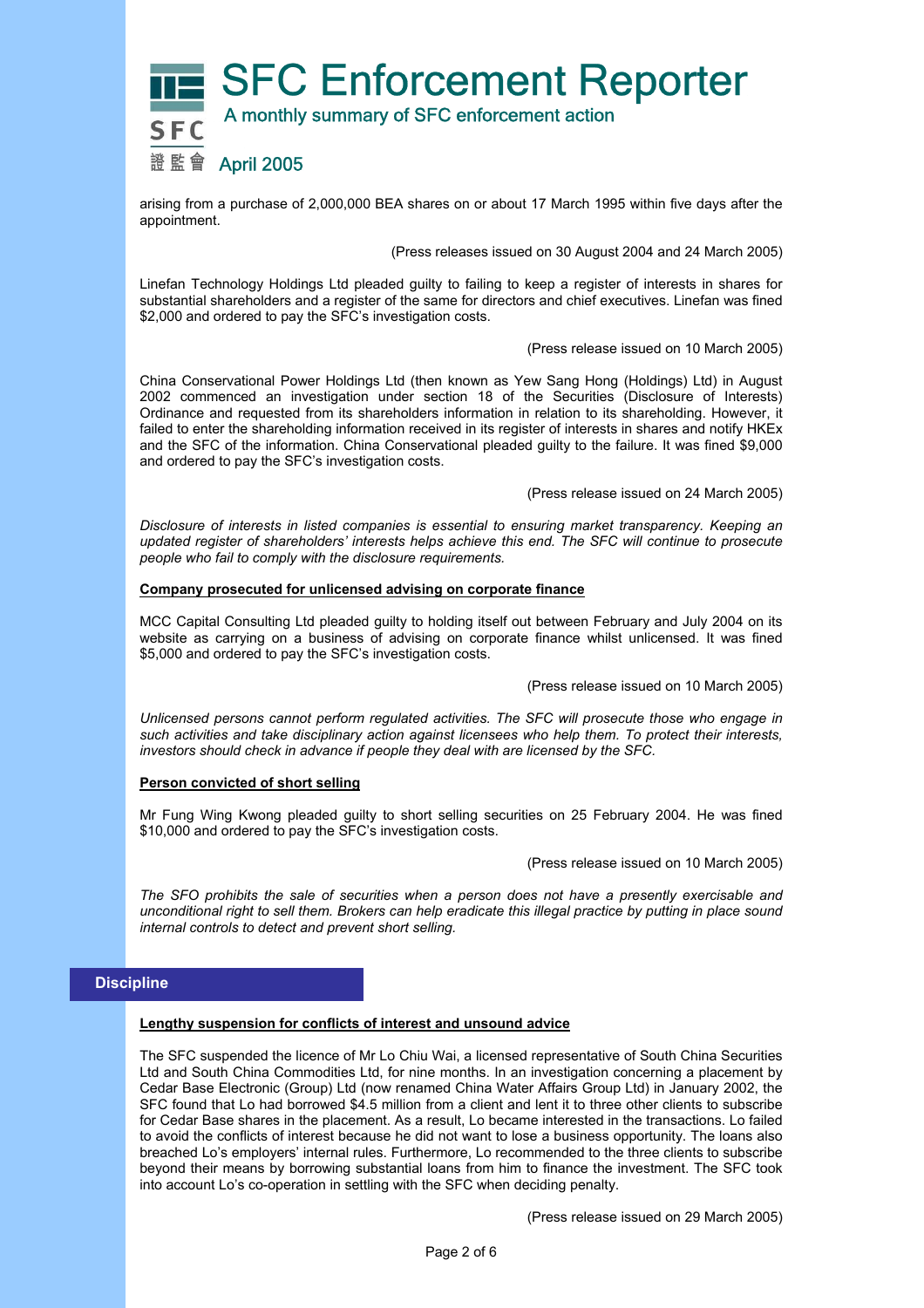arising from a purchase of 2,000,000 BEA shares on or about 17 March 1995 within five days after the appointment.

(Press releases issued on 30 August 2004 and 24 March 2005)

Linefan Technology Holdings Ltd pleaded guilty to failing to keep a register of interests in shares for substantial shareholders and a register of the same for directors and chief executives. Linefan was fined $2,000 and ordered to pay the SFC's investigation costs.

(Press release issued on 10 March 2005)

China Conservational Power Holdings Ltd (then known as Yew Sang Hong (Holdings) Ltd) in August 2002 commenced an investigation under section 18 of the Securities (Disclosure of Interests) Ordinance and requested from its shareholders information in relation to its shareholding. However, it failed to enter the shareholding information received in its register of interests in shares and notify HKEx and the SFC of the information. China Conservational pleaded guilty to the failure. It was fined $9,000 and ordered to pay the SFC's investigation costs.

(Press release issued on 24 March 2005)

*Disclosure of interests in listed companies is essential to ensuring market transparency. Keeping an updated register of shareholders' interests helps achieve this end. The SFC will continue to prosecute people who fail to comply with the disclosure requirements.*

**Company prosecuted for unlicensed advising on corporate finance**

MCC Capital Consulting Ltd pleaded guilty to holding itself out between February and July 2004 on its website as carrying on a business of advising on corporate finance whilst unlicensed. It was fined $5,000 and ordered to pay the SFC's investigation costs.

(Press release issued on 10 March 2005)

*Unlicensed persons cannot perform regulated activities. The SFC will prosecute those who engage in such activities and take disciplinary action against licensees who help them. To protect their interests, investors should check in advance if people they deal with are licensed by the SFC.*

**Person convicted of short selling**

Mr Fung Wing Kwong pleaded guilty to short selling securities on 25 February 2004. He was fined $10,000 and ordered to pay the SFC's investigation costs.

(Press release issued on 10 March 2005)

*The SFO prohibits the sale of securities when a person does not have a presently exercisable and unconditional right to sell them. Brokers can help eradicate this illegal practice by putting in place sound internal controls to detect and prevent short selling.*

## Discipline

**Lengthy suspension for conflicts of interest and unsound advice**

The SFC suspended the licence of Mr Lo Chiu Wai, a licensed representative of South China Securities Ltd and South China Commodities Ltd, for nine months. In an investigation concerning a placement by Cedar Base Electronic (Group) Ltd (now renamed China Water Affairs Group Ltd) in January 2002, the SFC found that Lo had borrowed $4.5 million from a client and lent it to three other clients to subscribe for Cedar Base shares in the placement. As a result, Lo became interested in the transactions. Lo failed to avoid the conflicts of interest because he did not want to lose a business opportunity. The loans also breached Lo's employers' internal rules. Furthermore, Lo recommended to the three clients to subscribe beyond their means by borrowing substantial loans from him to finance the investment. The SFC took into account Lo's co-operation in settling with the SFC when deciding penalty.

(Press release issued on 29 March 2005)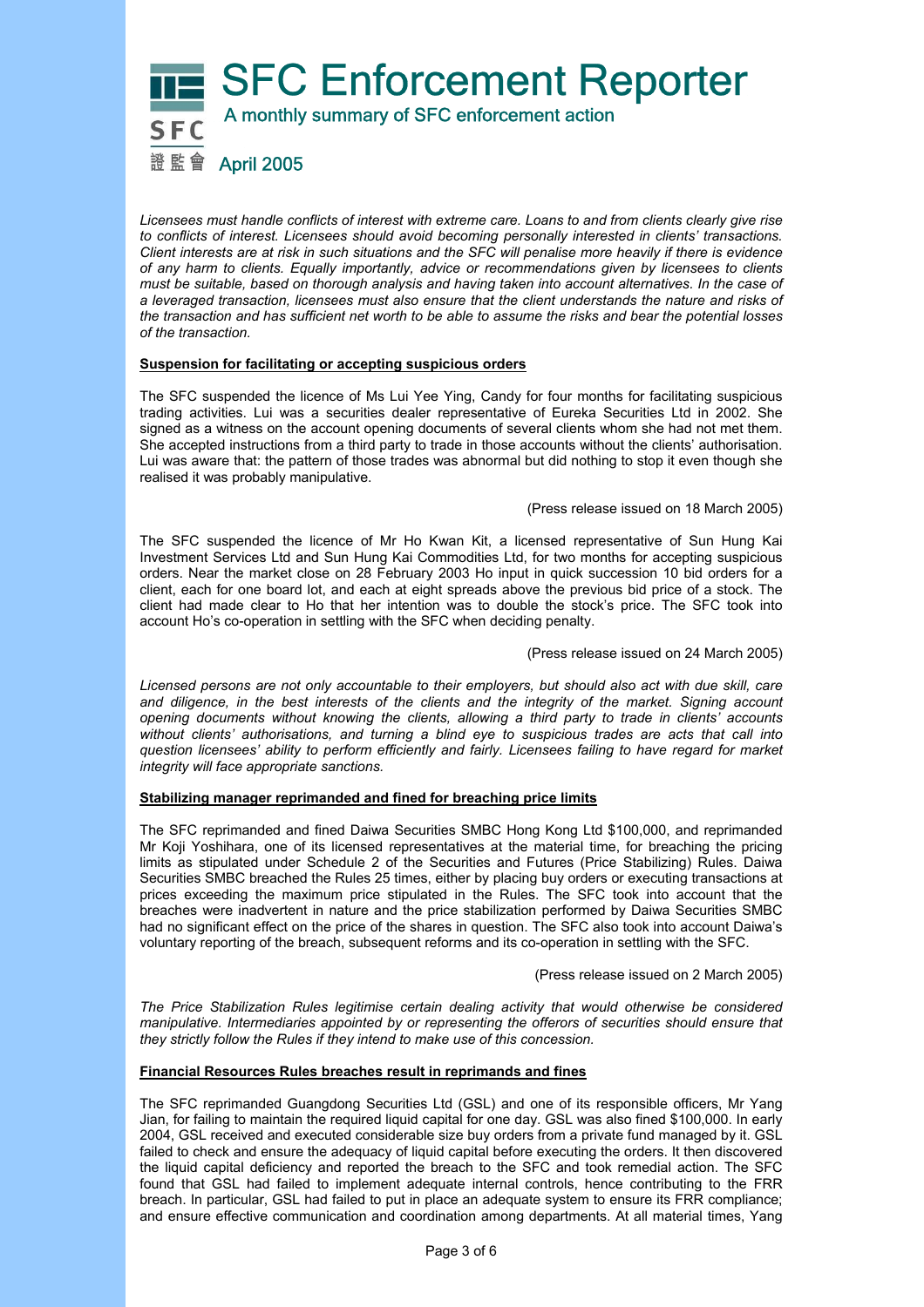*Licensees must handle conflicts of interest with extreme care. Loans to and from clients clearly give rise to conflicts of interest. Licensees should avoid becoming personally interested in clients' transactions. Client interests are at risk in such situations and the SFC will penalise more heavily if there is evidence of any harm to clients. Equally importantly, advice or recommendations given by licensees to clients must be suitable, based on thorough analysis and having taken into account alternatives. In the case of a leveraged transaction, licensees must also ensure that the client understands the nature and risks of the transaction and has sufficient net worth to be able to assume the risks and bear the potential losses of the transaction.*

**Suspension for facilitating or accepting suspicious orders**

The SFC suspended the licence of Ms Lui Yee Ying, Candy for four months for facilitating suspicious trading activities. Lui was a securities dealer representative of Eureka Securities Ltd in 2002. She signed as a witness on the account opening documents of several clients whom she had not met them. She accepted instructions from a third party to trade in those accounts without the clients' authorisation. Lui was aware that: the pattern of those trades was abnormal but did nothing to stop it even though she realised it was probably manipulative.

(Press release issued on 18 March 2005)

The SFC suspended the licence of Mr Ho Kwan Kit, a licensed representative of Sun Hung Kai Investment Services Ltd and Sun Hung Kai Commodities Ltd, for two months for accepting suspicious orders. Near the market close on 28 February 2003 Ho input in quick succession 10 bid orders for a client, each for one board lot, and each at eight spreads above the previous bid price of a stock. The client had made clear to Ho that her intention was to double the stock's price. The SFC took into account Ho's co-operation in settling with the SFC when deciding penalty.

(Press release issued on 24 March 2005)

*Licensed persons are not only accountable to their employers, but should also act with due skill, care and diligence, in the best interests of the clients and the integrity of the market. Signing account opening documents without knowing the clients, allowing a third party to trade in clients' accounts without clients' authorisations, and turning a blind eye to suspicious trades are acts that call into question licensees' ability to perform efficiently and fairly. Licensees failing to have regard for market integrity will face appropriate sanctions.*

**Stabilizing manager reprimanded and fined for breaching price limits**

The SFC reprimanded and fined Daiwa Securities SMBC Hong Kong Ltd $100,000, and reprimanded Mr Koji Yoshihara, one of its licensed representatives at the material time, for breaching the pricing limits as stipulated under Schedule 2 of the Securities and Futures (Price Stabilizing) Rules. Daiwa Securities SMBC breached the Rules 25 times, either by placing buy orders or executing transactions at prices exceeding the maximum price stipulated in the Rules. The SFC took into account that the breaches were inadvertent in nature and the price stabilization performed by Daiwa Securities SMBC had no significant effect on the price of the shares in question. The SFC also took into account Daiwa's voluntary reporting of the breach, subsequent reforms and its co-operation in settling with the SFC.

(Press release issued on 2 March 2005)

*The Price Stabilization Rules legitimise certain dealing activity that would otherwise be considered manipulative. Intermediaries appointed by or representing the offerors of securities should ensure that they strictly follow the Rules if they intend to make use of this concession.*

**Financial Resources Rules breaches result in reprimands and fines**

The SFC reprimanded Guangdong Securities Ltd (GSL) and one of its responsible officers, Mr Yang Jian, for failing to maintain the required liquid capital for one day. GSL was also fined $100,000. In early 2004, GSL received and executed considerable size buy orders from a private fund managed by it. GSL failed to check and ensure the adequacy of liquid capital before executing the orders. It then discovered the liquid capital deficiency and reported the breach to the SFC and took remedial action. The SFC found that GSL had failed to implement adequate internal controls, hence contributing to the FRR breach. In particular, GSL had failed to put in place an adequate system to ensure its FRR compliance; and ensure effective communication and coordination among departments. At all material times, Yang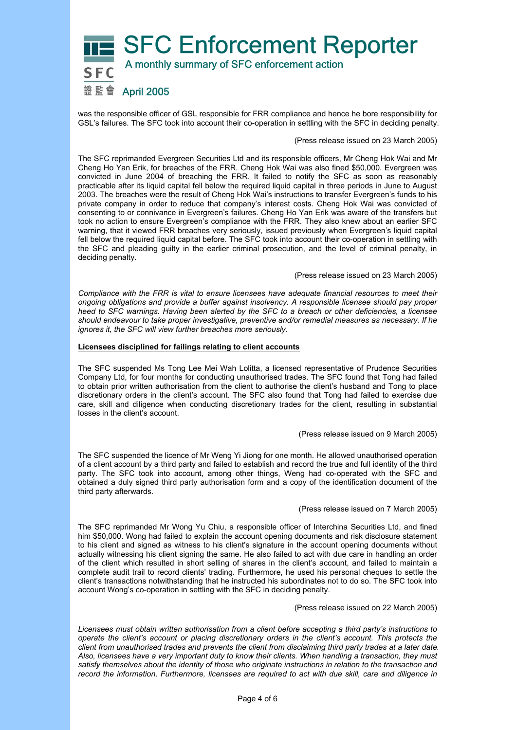was the responsible officer of GSL responsible for FRR compliance and hence he bore responsibility for GSL's failures. The SFC took into account their co-operation in settling with the SFC in deciding penalty.

(Press release issued on 23 March 2005)

The SFC reprimanded Evergreen Securities Ltd and its responsible officers, Mr Cheng Hok Wai and Mr Cheng Ho Yan Erik, for breaches of the FRR. Cheng Hok Wai was also fined $50,000. Evergreen was convicted in June 2004 of breaching the FRR. It failed to notify the SFC as soon as reasonably practicable after its liquid capital fell below the required liquid capital in three periods in June to August 2003. The breaches were the result of Cheng Hok Wai's instructions to transfer Evergreen's funds to his private company in order to reduce that company's interest costs. Cheng Hok Wai was convicted of consenting to or connivance in Evergreen's failures. Cheng Ho Yan Erik was aware of the transfers but took no action to ensure Evergreen's compliance with the FRR. They also knew about an earlier SFC warning, that it viewed FRR breaches very seriously, issued previously when Evergreen's liquid capital fell below the required liquid capital before. The SFC took into account their co-operation in settling with the SFC and pleading guilty in the earlier criminal prosecution, and the level of criminal penalty, in deciding penalty.

(Press release issued on 23 March 2005)

*Compliance with the FRR is vital to ensure licensees have adequate financial resources to meet their ongoing obligations and provide a buffer against insolvency. A responsible licensee should pay proper heed to SFC warnings. Having been alerted by the SFC to a breach or other deficiencies, a licensee should endeavour to take proper investigative, preventive and/or remedial measures as necessary. If he ignores it, the SFC will view further breaches more seriously.*

**Licensees disciplined for failings relating to client accounts**

The SFC suspended Ms Tong Lee Mei Wah Lolitta, a licensed representative of Prudence Securities Company Ltd, for four months for conducting unauthorised trades. The SFC found that Tong had failed to obtain prior written authorisation from the client to authorise the client's husband and Tong to place discretionary orders in the client's account. The SFC also found that Tong had failed to exercise due care, skill and diligence when conducting discretionary trades for the client, resulting in substantial losses in the client's account.

(Press release issued on 9 March 2005)

The SFC suspended the licence of Mr Weng Yi Jiong for one month. He allowed unauthorised operation of a client account by a third party and failed to establish and record the true and full identity of the third party. The SFC took into account, among other things, Weng had co-operated with the SFC and obtained a duly signed third party authorisation form and a copy of the identification document of the third party afterwards.

(Press release issued on 7 March 2005)

The SFC reprimanded Mr Wong Yu Chiu, a responsible officer of Interchina Securities Ltd, and fined him $50,000. Wong had failed to explain the account opening documents and risk disclosure statement to his client and signed as witness to his client's signature in the account opening documents without actually witnessing his client signing the same. He also failed to act with due care in handling an order of the client which resulted in short selling of shares in the client's account, and failed to maintain a complete audit trail to record clients' trading. Furthermore, he used his personal cheques to settle the client's transactions notwithstanding that he instructed his subordinates not to do so. The SFC took into account Wong's co-operation in settling with the SFC in deciding penalty.

(Press release issued on 22 March 2005)

*Licensees must obtain written authorisation from a client before accepting a third party's instructions to operate the client's account or placing discretionary orders in the client's account. This protects the client from unauthorised trades and prevents the client from disclaiming third party trades at a later date. Also, licensees have a very important duty to know their clients. When handling a transaction, they must satisfy themselves about the identity of those who originate instructions in relation to the transaction and record the information. Furthermore, licensees are required to act with due skill, care and diligence in*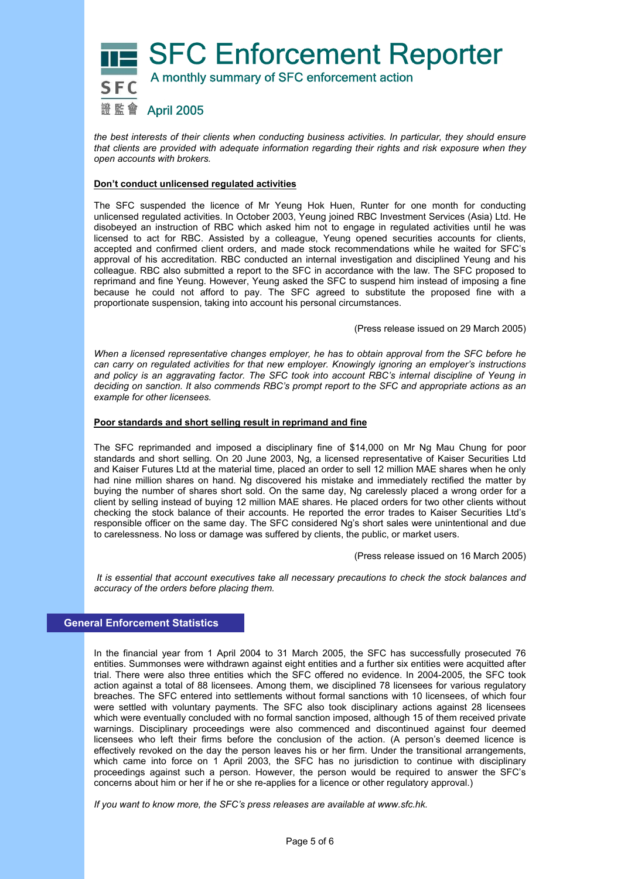*the best interests of their clients when conducting business activities. In particular, they should ensure that clients are provided with adequate information regarding their rights and risk exposure when they open accounts with brokers.*

**Don't conduct unlicensed regulated activities**

The SFC suspended the licence of Mr Yeung Hok Huen, Runter for one month for conducting unlicensed regulated activities. In October 2003, Yeung joined RBC Investment Services (Asia) Ltd. He disobeyed an instruction of RBC which asked him not to engage in regulated activities until he was licensed to act for RBC. Assisted by a colleague, Yeung opened securities accounts for clients, accepted and confirmed client orders, and made stock recommendations while he waited for SFC's approval of his accreditation. RBC conducted an internal investigation and disciplined Yeung and his colleague. RBC also submitted a report to the SFC in accordance with the law. The SFC proposed to reprimand and fine Yeung. However, Yeung asked the SFC to suspend him instead of imposing a fine because he could not afford to pay. The SFC agreed to substitute the proposed fine with a proportionate suspension, taking into account his personal circumstances.

(Press release issued on 29 March 2005)

*When a licensed representative changes employer, he has to obtain approval from the SFC before he can carry on regulated activities for that new employer. Knowingly ignoring an employer's instructions and policy is an aggravating factor. The SFC took into account RBC's internal discipline of Yeung in deciding on sanction. It also commends RBC's prompt report to the SFC and appropriate actions as an example for other licensees.*

**Poor standards and short selling result in reprimand and fine**

The SFC reprimanded and imposed a disciplinary fine of $14,000 on Mr Ng Mau Chung for poor standards and short selling. On 20 June 2003, Ng, a licensed representative of Kaiser Securities Ltd and Kaiser Futures Ltd at the material time, placed an order to sell 12 million MAE shares when he only had nine million shares on hand. Ng discovered his mistake and immediately rectified the matter by buying the number of shares short sold. On the same day, Ng carelessly placed a wrong order for a client by selling instead of buying 12 million MAE shares. He placed orders for two other clients without checking the stock balance of their accounts. He reported the error trades to Kaiser Securities Ltd's responsible officer on the same day. The SFC considered Ng's short sales were unintentional and due to carelessness. No loss or damage was suffered by clients, the public, or market users.

(Press release issued on 16 March 2005)

*It is essential that account executives take all necessary precautions to check the stock balances and accuracy of the orders before placing them.*

## General Enforcement Statistics

In the financial year from 1 April 2004 to 31 March 2005, the SFC has successfully prosecuted 76 entities. Summonses were withdrawn against eight entities and a further six entities were acquitted after trial. There were also three entities which the SFC offered no evidence. In 2004-2005, the SFC took action against a total of 88 licensees. Among them, we disciplined 78 licensees for various regulatory breaches. The SFC entered into settlements without formal sanctions with 10 licensees, of which four were settled with voluntary payments. The SFC also took disciplinary actions against 28 licensees which were eventually concluded with no formal sanction imposed, although 15 of them received private warnings. Disciplinary proceedings were also commenced and discontinued against four deemed licensees who left their firms before the conclusion of the action. (A person's deemed licence is effectively revoked on the day the person leaves his or her firm. Under the transitional arrangements, which came into force on 1 April 2003, the SFC has no jurisdiction to continue with disciplinary proceedings against such a person. However, the person would be required to answer the SFC's concerns about him or her if he or she re-applies for a licence or other regulatory approval.)

*If you want to know more, the SFC's press releases are available at www.sfc.hk.*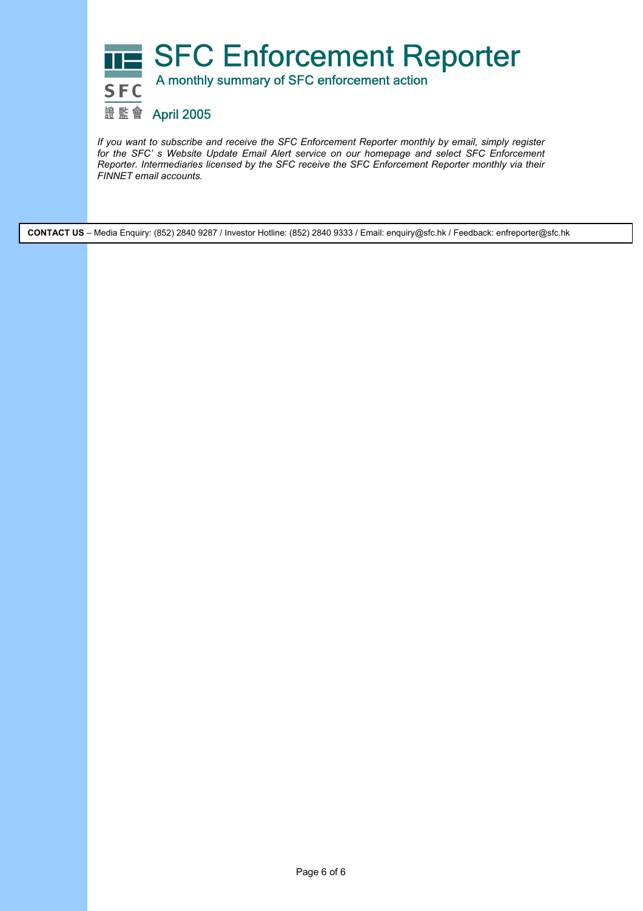# SFC Enforcement Reporter

A monthly summary of SFC enforcement action

SFC 證監會

April 2005

*If you want to subscribe and receive the SFC Enforcement Reporter monthly by email, simply register for the SFC' s Website Update Email Alert service on our homepage and select SFC Enforcement Reporter. Intermediaries licensed by the SFC receive the SFC Enforcement Reporter monthly via their FINNET email accounts.*

**CONTACT US** – Media Enquiry: (852) 2840 9287 / Investor Hotline: (852) 2840 9333 / Email: enquiry@sfc.hk / Feedback: enfreporter@sfc.hk